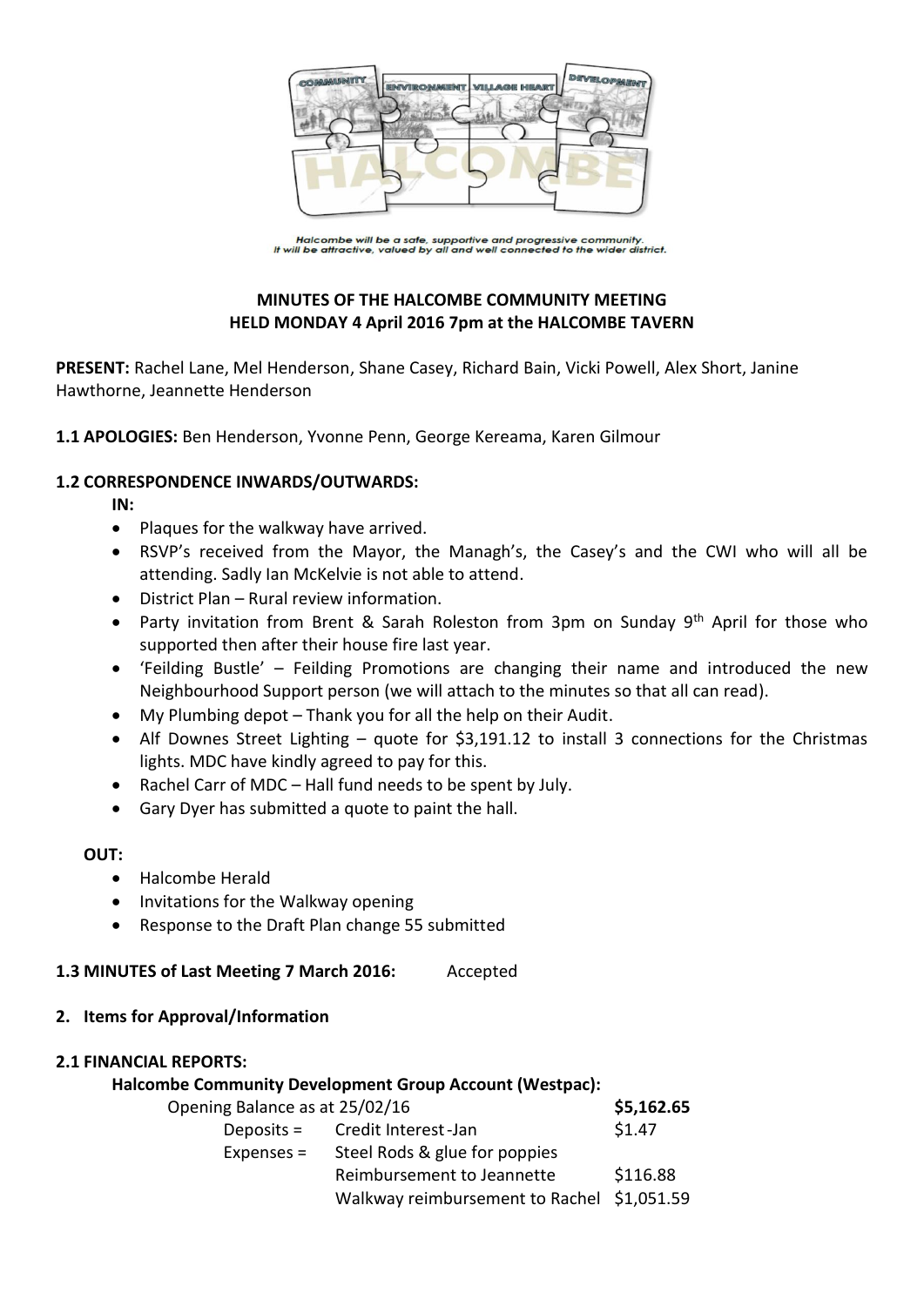Halcombe will be a safe, supportive and progressive community.
It will be attractive, valued by all and well connected to the wider district.

**MINUTES OF THE HALCOMBE COMMUNITY MEETING**
**HELD MONDAY 4 April 2016 7pm at the HALCOMBE TAVERN**

**PRESENT:** Rachel Lane, Mel Henderson, Shane Casey, Richard Bain, Vicki Powell, Alex Short, Janine Hawthorne, Jeannette Henderson

**1.1 APOLOGIES:** Ben Henderson, Yvonne Penn, George Kereama, Karen Gilmour

**1.2 CORRESPONDENCE INWARDS/OUTWARDS:**

**IN:**

- Plaques for the walkway have arrived.
- RSVP's received from the Mayor, the Managh's, the Casey's and the CWI who will all be attending. Sadly Ian McKelvie is not able to attend.
- District Plan – Rural review information.
- Party invitation from Brent & Sarah Roleston from 3pm on Sunday 9th April for those who supported then after their house fire last year.
- 'Feilding Bustle' – Feilding Promotions are changing their name and introduced the new Neighbourhood Support person (we will attach to the minutes so that all can read).
- My Plumbing depot – Thank you for all the help on their Audit.
- Alf Downes Street Lighting – quote for $3,191.12 to install 3 connections for the Christmas lights. MDC have kindly agreed to pay for this.
- Rachel Carr of MDC – Hall fund needs to be spent by July.
- Gary Dyer has submitted a quote to paint the hall.

**OUT:**

- Halcombe Herald
- Invitations for the Walkway opening
- Response to the Draft Plan change 55 submitted

**1.3 MINUTES of Last Meeting 7 March 2016:** Accepted

**2. Items for Approval/Information**

**2.1 FINANCIAL REPORTS:**

**Halcombe Community Development Group Account (Westpac):**

| Opening Balance as at 25/02/16 | | **$5,162.65** |
|---|---|---|
| Deposits = | Credit Interest -Jan | $1.47 |
| Expenses = | Steel Rods & glue for poppies | |
| | Reimbursement to Jeannette | $116.88 |
| | Walkway reimbursement to Rachel | $1,051.59 |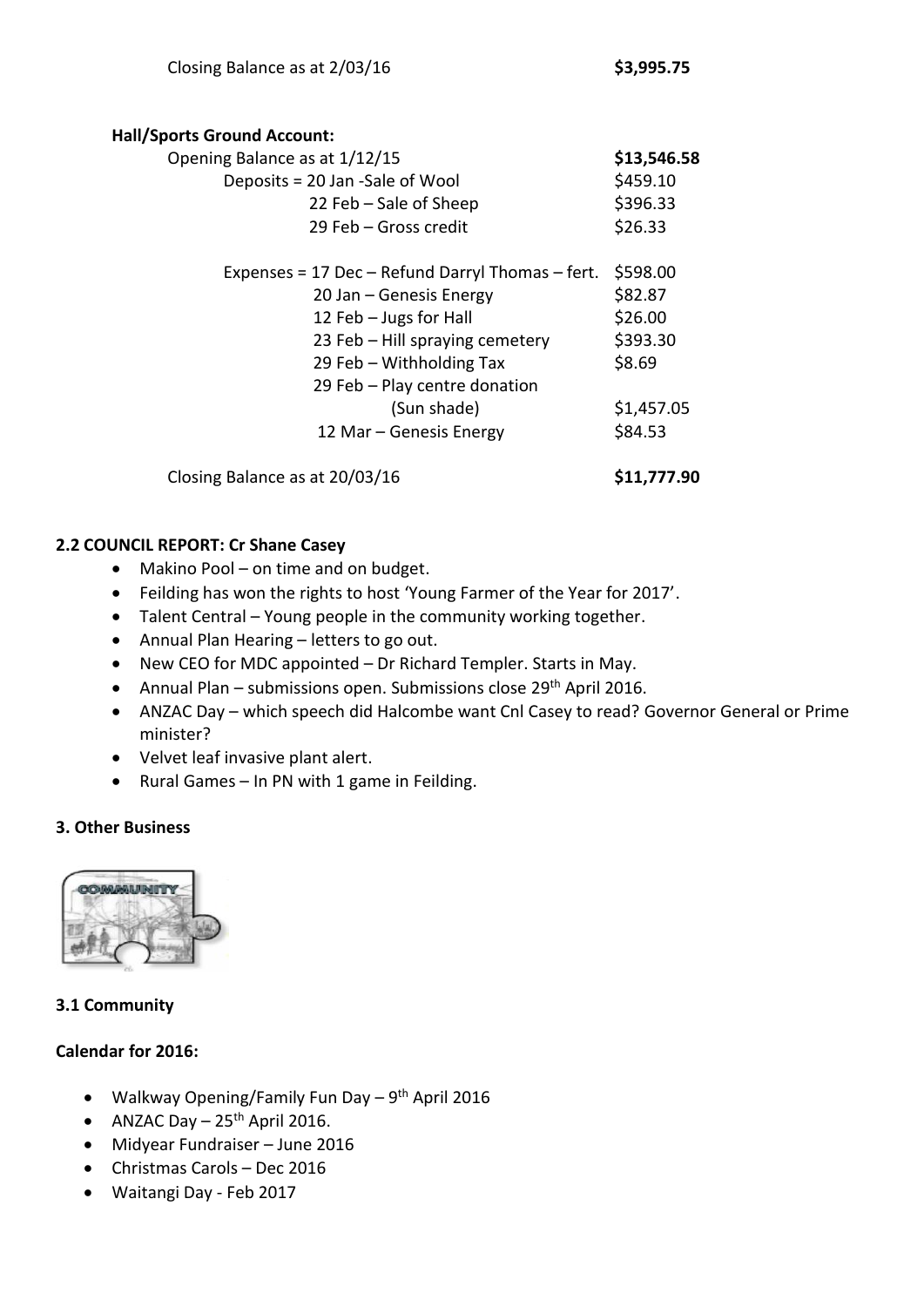Closing Balance as at 2/03/16 **$3,995.75**

**Hall/Sports Ground Account:**

| | |
|---|---|
| Opening Balance as at 1/12/15 | **$13,546.58** |
| Deposits = 20 Jan -Sale of Wool | $459.10 |
| 22 Feb – Sale of Sheep | $396.33 |
| 29 Feb – Gross credit | $26.33 |
| Expenses = 17 Dec – Refund Darryl Thomas – fert. | $598.00 |
| 20 Jan – Genesis Energy | $82.87 |
| 12 Feb – Jugs for Hall | $26.00 |
| 23 Feb – Hill spraying cemetery | $393.30 |
| 29 Feb – Withholding Tax | $8.69 |
| 29 Feb – Play centre donation (Sun shade) | $1,457.05 |
| 12 Mar – Genesis Energy | $84.53 |
| Closing Balance as at 20/03/16 | **$11,777.90** |

**2.2 COUNCIL REPORT: Cr Shane Casey**

- Makino Pool – on time and on budget.
- Feilding has won the rights to host 'Young Farmer of the Year for 2017'.
- Talent Central – Young people in the community working together.
- Annual Plan Hearing – letters to go out.
- New CEO for MDC appointed – Dr Richard Templer. Starts in May.
- Annual Plan – submissions open. Submissions close 29th April 2016.
- ANZAC Day – which speech did Halcombe want Cnl Casey to read? Governor General or Prime minister?
- Velvet leaf invasive plant alert.
- Rural Games – In PN with 1 game in Feilding.

**3. Other Business**

**3.1 Community**

**Calendar for 2016:**

- Walkway Opening/Family Fun Day – 9th April 2016
- ANZAC Day – 25th April 2016.
- Midyear Fundraiser – June 2016
- Christmas Carols – Dec 2016
- Waitangi Day - Feb 2017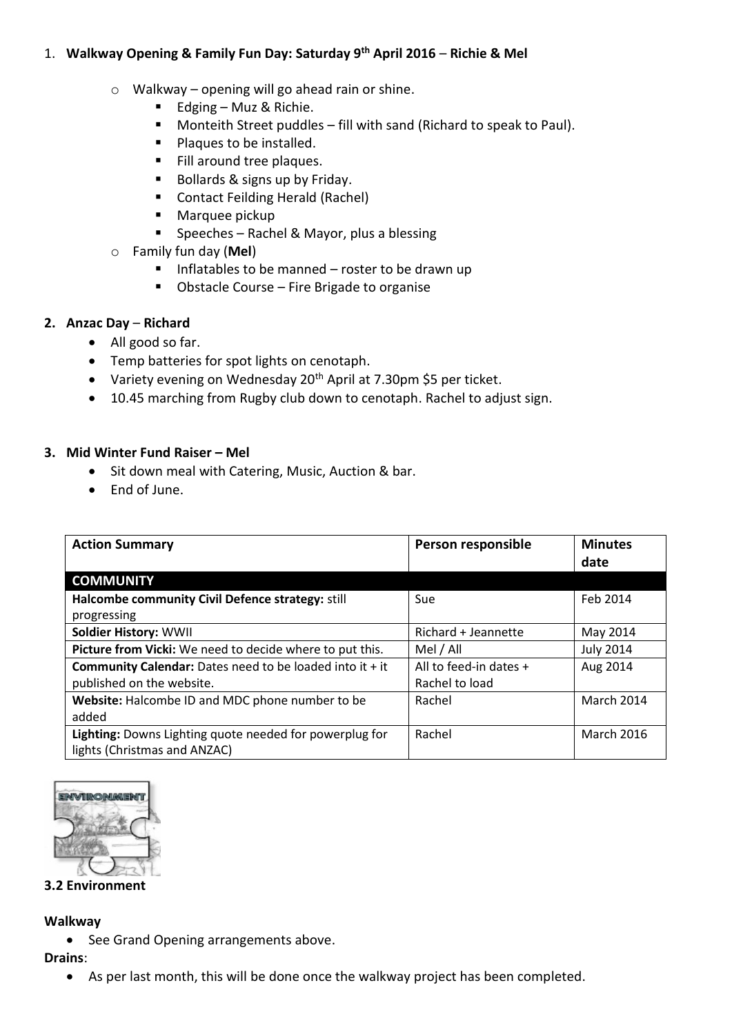1. **Walkway Opening & Family Fun Day: Saturday 9th April 2016** – **Richie & Mel**
   - Walkway – opening will go ahead rain or shine.
     - Edging – Muz & Richie.
     - Monteith Street puddles – fill with sand (Richard to speak to Paul).
     - Plaques to be installed.
     - Fill around tree plaques.
     - Bollards & signs up by Friday.
     - Contact Feilding Herald (Rachel)
     - Marquee pickup
     - Speeches – Rachel & Mayor, plus a blessing
   - Family fun day (**Mel**)
     - Inflatables to be manned – roster to be drawn up
     - Obstacle Course – Fire Brigade to organise

2. **Anzac Day** – **Richard**
   - All good so far.
   - Temp batteries for spot lights on cenotaph.
   - Variety evening on Wednesday 20th April at 7.30pm $5 per ticket.
   - 10.45 marching from Rugby club down to cenotaph. Rachel to adjust sign.

3. **Mid Winter Fund Raiser – Mel**
   - Sit down meal with Catering, Music, Auction & bar.
   - End of June.

| Action Summary | Person responsible | Minutes date |
|---|---|---|
| **COMMUNITY** | | |
| **Halcombe community Civil Defence strategy:** still progressing | Sue | Feb 2014 |
| **Soldier History:** WWII | Richard + Jeannette | May 2014 |
| **Picture from Vicki:** We need to decide where to put this. | Mel / All | July 2014 |
| **Community Calendar:** Dates need to be loaded into it + it published on the website. | All to feed-in dates + Rachel to load | Aug 2014 |
| **Website:** Halcombe ID and MDC phone number to be added | Rachel | March 2014 |
| **Lighting:** Downs Lighting quote needed for powerplug for lights (Christmas and ANZAC) | Rachel | March 2016 |

**3.2 Environment**

**Walkway**

- See Grand Opening arrangements above.

**Drains**:

- As per last month, this will be done once the walkway project has been completed.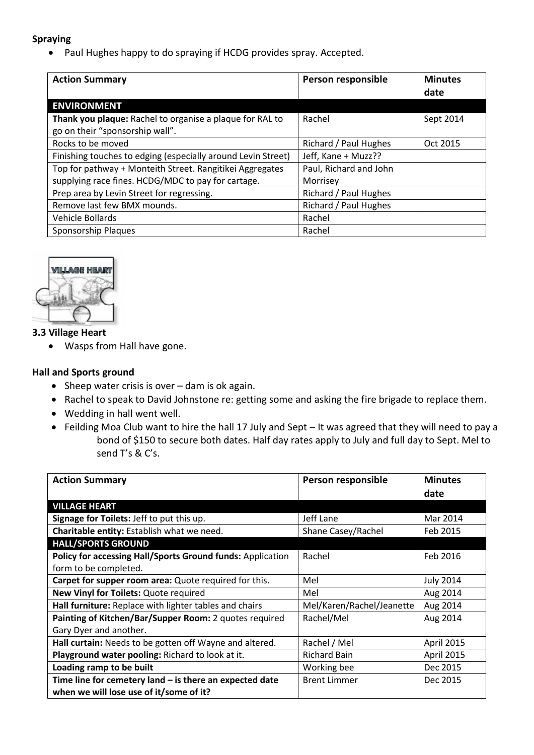**Spraying**

- Paul Hughes happy to do spraying if HCDG provides spray. Accepted.

| Action Summary | Person responsible | Minutes date |
|---|---|---|
| **ENVIRONMENT** | | |
| **Thank you plaque:** Rachel to organise a plaque for RAL to go on their "sponsorship wall". | Rachel | Sept 2014 |
| Rocks to be moved | Richard / Paul Hughes | Oct 2015 |
| Finishing touches to edging (especially around Levin Street) | Jeff, Kane + Muzz?? | |
| Top for pathway + Monteith Street. Rangitikei Aggregates supplying race fines. HCDG/MDC to pay for cartage. | Paul, Richard and John Morrisey | |
| Prep area by Levin Street for regressing. | Richard / Paul Hughes | |
| Remove last few BMX mounds. | Richard / Paul Hughes | |
| Vehicle Bollards | Rachel | |
| Sponsorship Plaques | Rachel | |

**3.3 Village Heart**

- Wasps from Hall have gone.

**Hall and Sports ground**

- Sheep water crisis is over – dam is ok again.
- Rachel to speak to David Johnstone re: getting some and asking the fire brigade to replace them.
- Wedding in hall went well.
- Feilding Moa Club want to hire the hall 17 July and Sept – It was agreed that they will need to pay a bond of $150 to secure both dates. Half day rates apply to July and full day to Sept. Mel to send T's & C's.

| Action Summary | Person responsible | Minutes date |
|---|---|---|
| **VILLAGE HEART** | | |
| **Signage for Toilets:** Jeff to put this up. | Jeff Lane | Mar 2014 |
| **Charitable entity:** Establish what we need. | Shane Casey/Rachel | Feb 2015 |
| **HALL/SPORTS GROUND** | | |
| **Policy for accessing Hall/Sports Ground funds:** Application form to be completed. | Rachel | Feb 2016 |
| **Carpet for supper room area:** Quote required for this. | Mel | July 2014 |
| **New Vinyl for Toilets:** Quote required | Mel | Aug 2014 |
| **Hall furniture:** Replace with lighter tables and chairs | Mel/Karen/Rachel/Jeanette | Aug 2014 |
| **Painting of Kitchen/Bar/Supper Room:** 2 quotes required Gary Dyer and another. | Rachel/Mel | Aug 2014 |
| **Hall curtain:** Needs to be gotten off Wayne and altered. | Rachel / Mel | April 2015 |
| **Playground water pooling:** Richard to look at it. | Richard Bain | April 2015 |
| **Loading ramp to be built** | Working bee | Dec 2015 |
| **Time line for cemetery land – is there an expected date when we will lose use of it/some of it?** | Brent Limmer | Dec 2015 |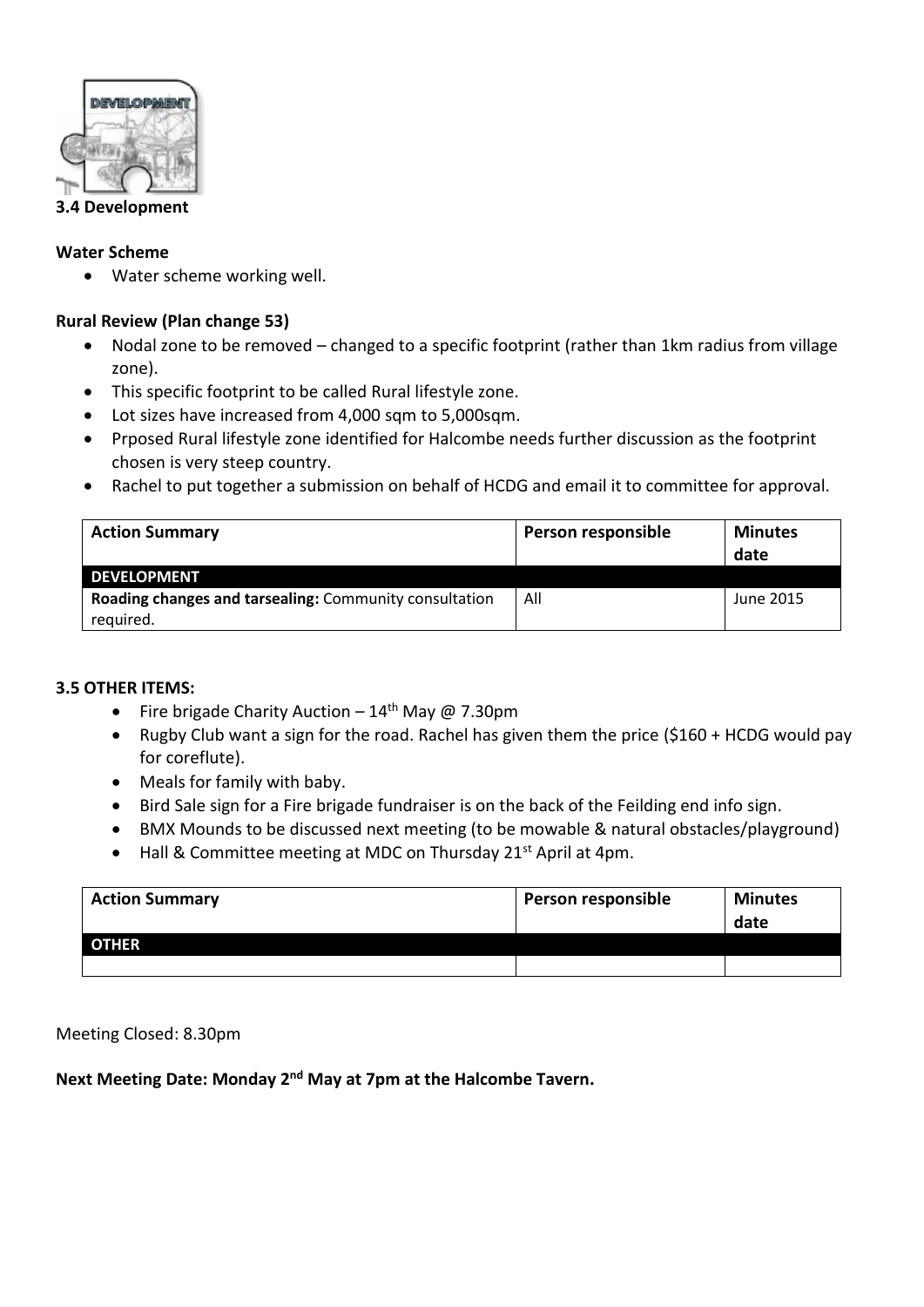### 3.4 Development

**Water Scheme**

- Water scheme working well.

**Rural Review (Plan change 53)**

- Nodal zone to be removed – changed to a specific footprint (rather than 1km radius from village zone).
- This specific footprint to be called Rural lifestyle zone.
- Lot sizes have increased from 4,000 sqm to 5,000sqm.
- Prposed Rural lifestyle zone identified for Halcombe needs further discussion as the footprint chosen is very steep country.
- Rachel to put together a submission on behalf of HCDG and email it to committee for approval.

| Action Summary | Person responsible | Minutes date |
|---|---|---|
| **DEVELOPMENT** | | |
| **Roading changes and tarsealing:** Community consultation required. | All | June 2015 |

### 3.5 OTHER ITEMS:

- Fire brigade Charity Auction – 14th May @ 7.30pm
- Rugby Club want a sign for the road. Rachel has given them the price ($160 + HCDG would pay for coreflute).
- Meals for family with baby.
- Bird Sale sign for a Fire brigade fundraiser is on the back of the Feilding end info sign.
- BMX Mounds to be discussed next meeting (to be mowable & natural obstacles/playground)
- Hall & Committee meeting at MDC on Thursday 21st April at 4pm.

| Action Summary | Person responsible | Minutes date |
|---|---|---|
| **OTHER** | | |
| | | |

Meeting Closed: 8.30pm

**Next Meeting Date: Monday 2nd May at 7pm at the Halcombe Tavern.**